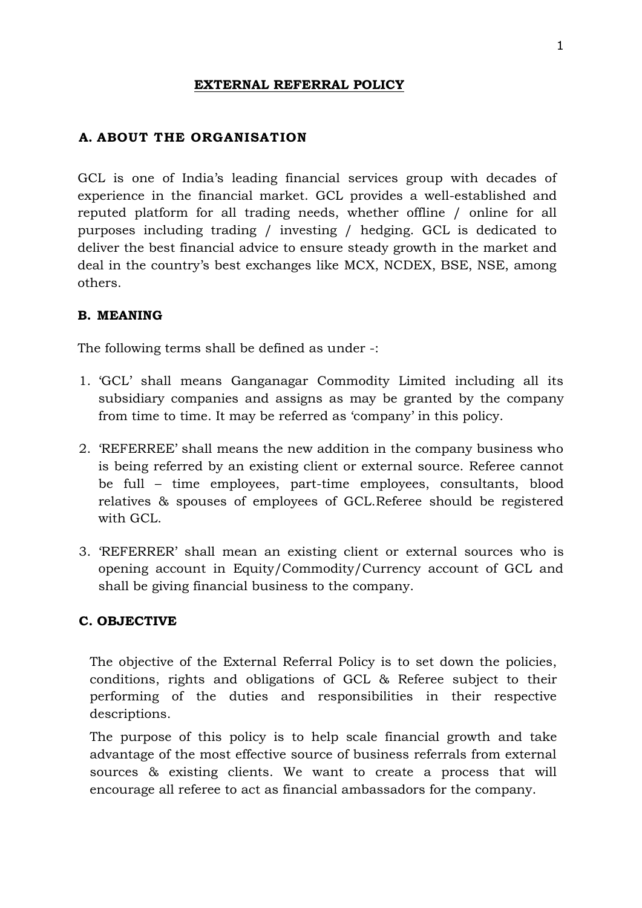# EXTERNAL REFERRAL POLICY

## A. ABOUT THE ORGANISATION

GCL is one of India's leading financial services group with decades of experience in the financial market. GCL provides a well-established and reputed platform for all trading needs, whether offline / online for all purposes including trading / investing / hedging. GCL is dedicated to deliver the best financial advice to ensure steady growth in the market and deal in the country's best exchanges like MCX, NCDEX, BSE, NSE, among others.

## B. MEANING

The following terms shall be defined as under -:

1. 'GCL' shall means Ganganagar Commodity Limited including all its subsidiary companies and assigns as may be granted by the company from time to time. It may be referred as 'company' in this policy.

2. 'REFERREE' shall means the new addition in the company business who is being referred by an existing client or external source. Referee cannot be full – time employees, part-time employees, consultants, blood relatives & spouses of employees of GCL.Referee should be registered with GCL.

3. 'REFERRER' shall mean an existing client or external sources who is opening account in Equity/Commodity/Currency account of GCL and shall be giving financial business to the company.

## C. OBJECTIVE

The objective of the External Referral Policy is to set down the policies, conditions, rights and obligations of GCL & Referee subject to their performing of the duties and responsibilities in their respective descriptions.

The purpose of this policy is to help scale financial growth and take advantage of the most effective source of business referrals from external sources & existing clients. We want to create a process that will encourage all referee to act as financial ambassadors for the company.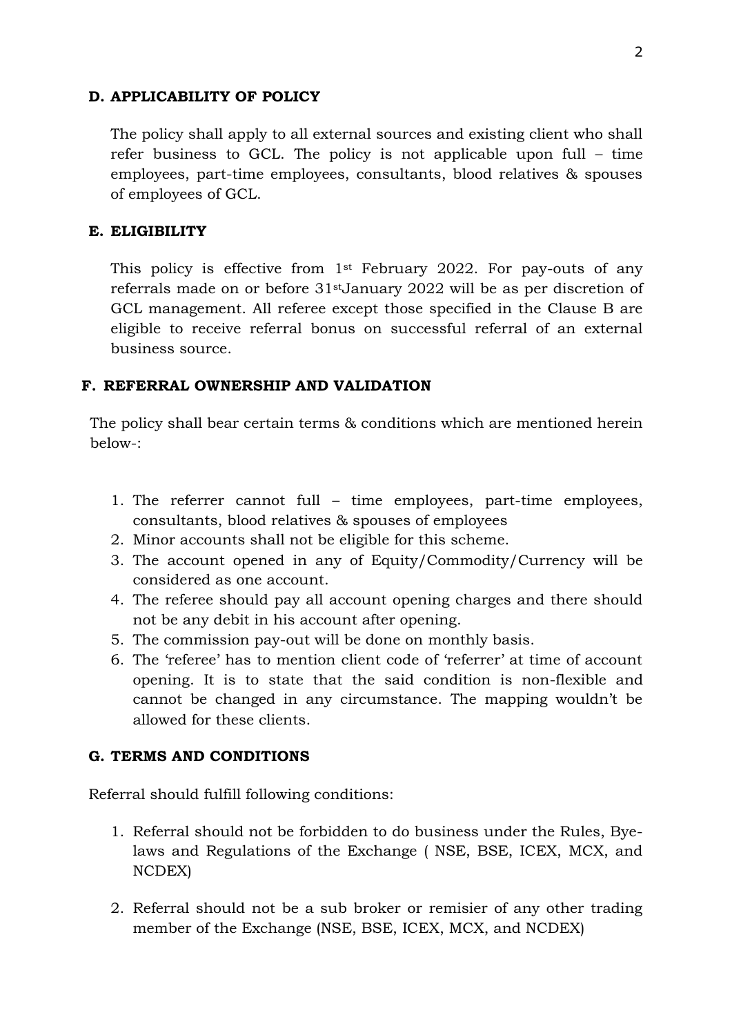## D. APPLICABILITY OF POLICY

The policy shall apply to all external sources and existing client who shall refer business to GCL. The policy is not applicable upon full – time employees, part-time employees, consultants, blood relatives & spouses of employees of GCL.

## E. ELIGIBILITY

This policy is effective from 1st February 2022. For pay-outs of any referrals made on or before 31stJanuary 2022 will be as per discretion of GCL management. All referee except those specified in the Clause B are eligible to receive referral bonus on successful referral of an external business source.

## F. REFERRAL OWNERSHIP AND VALIDATION

The policy shall bear certain terms & conditions which are mentioned herein below-:

1. The referrer cannot full – time employees, part-time employees, consultants, blood relatives & spouses of employees
2. Minor accounts shall not be eligible for this scheme.
3. The account opened in any of Equity/Commodity/Currency will be considered as one account.
4. The referee should pay all account opening charges and there should not be any debit in his account after opening.
5. The commission pay-out will be done on monthly basis.
6. The 'referee' has to mention client code of 'referrer' at time of account opening. It is to state that the said condition is non-flexible and cannot be changed in any circumstance. The mapping wouldn't be allowed for these clients.

## G. TERMS AND CONDITIONS

Referral should fulfill following conditions:

1. Referral should not be forbidden to do business under the Rules, Bye-laws and Regulations of the Exchange ( NSE, BSE, ICEX, MCX, and NCDEX)

2. Referral should not be a sub broker or remisier of any other trading member of the Exchange (NSE, BSE, ICEX, MCX, and NCDEX)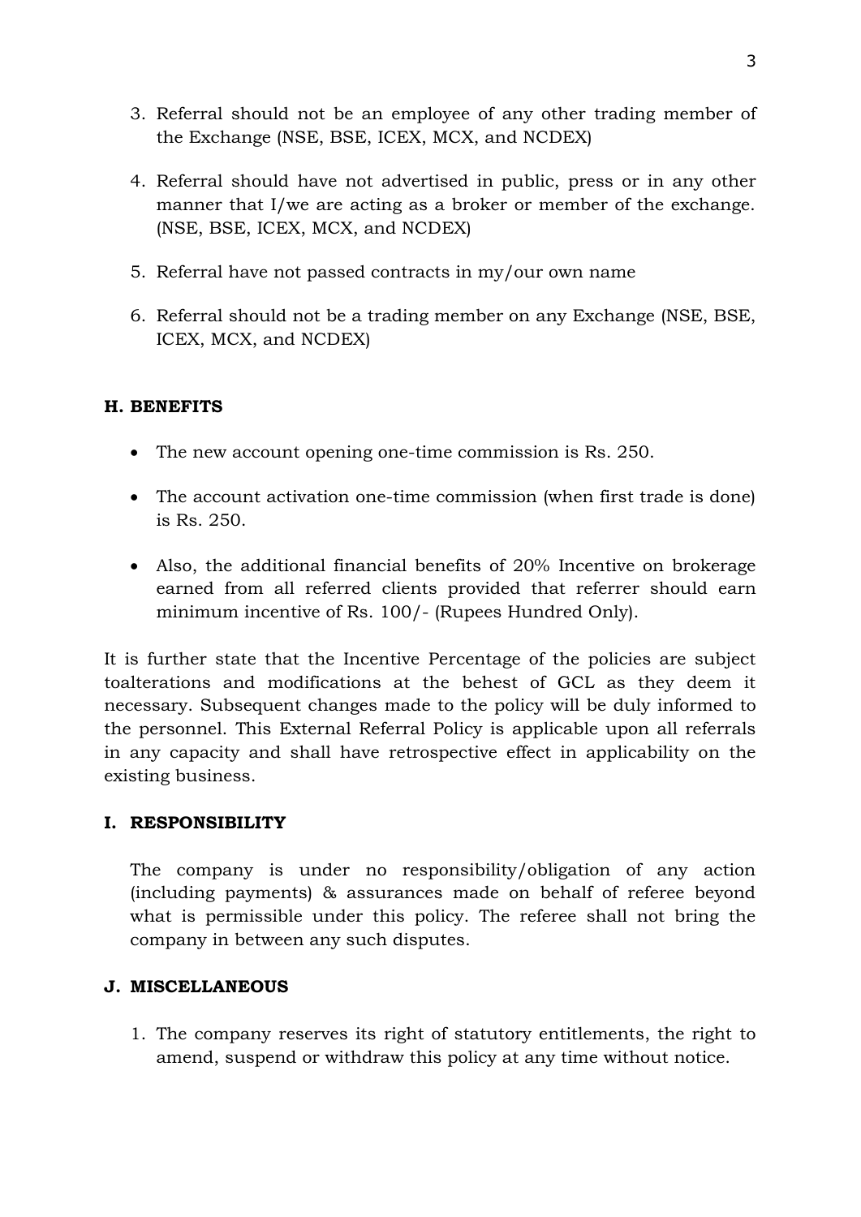3. Referral should not be an employee of any other trading member of the Exchange (NSE, BSE, ICEX, MCX, and NCDEX)

4. Referral should have not advertised in public, press or in any other manner that I/we are acting as a broker or member of the exchange. (NSE, BSE, ICEX, MCX, and NCDEX)

5. Referral have not passed contracts in my/our own name

6. Referral should not be a trading member on any Exchange (NSE, BSE, ICEX, MCX, and NCDEX)

### H. BENEFITS

- The new account opening one-time commission is Rs. 250.
- The account activation one-time commission (when first trade is done) is Rs. 250.
- Also, the additional financial benefits of 20% Incentive on brokerage earned from all referred clients provided that referrer should earn minimum incentive of Rs. 100/- (Rupees Hundred Only).

It is further state that the Incentive Percentage of the policies are subject toalterations and modifications at the behest of GCL as they deem it necessary. Subsequent changes made to the policy will be duly informed to the personnel. This External Referral Policy is applicable upon all referrals in any capacity and shall have retrospective effect in applicability on the existing business.

### I. RESPONSIBILITY

The company is under no responsibility/obligation of any action (including payments) & assurances made on behalf of referee beyond what is permissible under this policy. The referee shall not bring the company in between any such disputes.

### J. MISCELLANEOUS

1. The company reserves its right of statutory entitlements, the right to amend, suspend or withdraw this policy at any time without notice.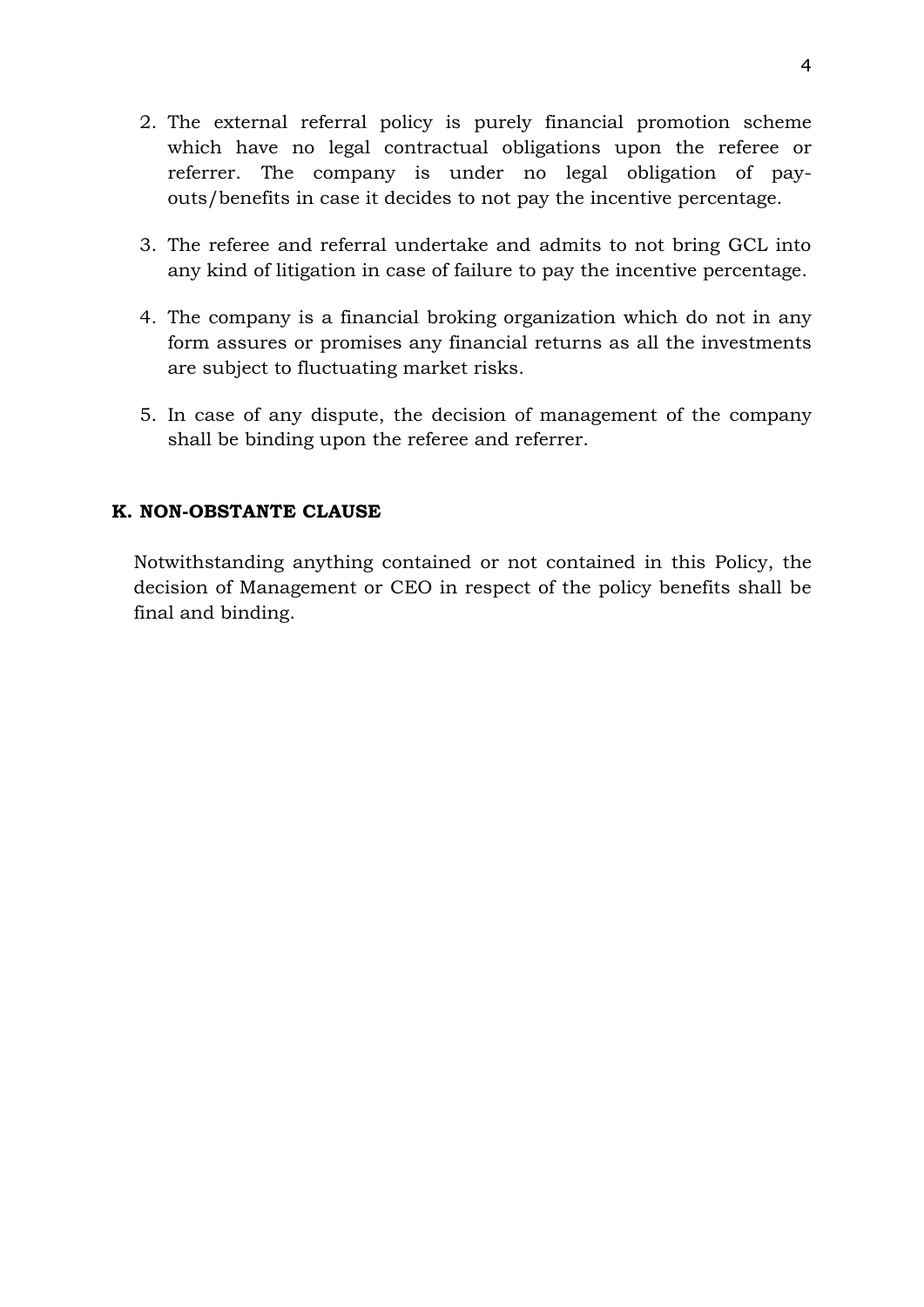2. The external referral policy is purely financial promotion scheme which have no legal contractual obligations upon the referee or referrer. The company is under no legal obligation of pay-outs/benefits in case it decides to not pay the incentive percentage.

3. The referee and referral undertake and admits to not bring GCL into any kind of litigation in case of failure to pay the incentive percentage.

4. The company is a financial broking organization which do not in any form assures or promises any financial returns as all the investments are subject to fluctuating market risks.

5. In case of any dispute, the decision of management of the company shall be binding upon the referee and referrer.

## K. NON-OBSTANTE CLAUSE

Notwithstanding anything contained or not contained in this Policy, the decision of Management or CEO in respect of the policy benefits shall be final and binding.